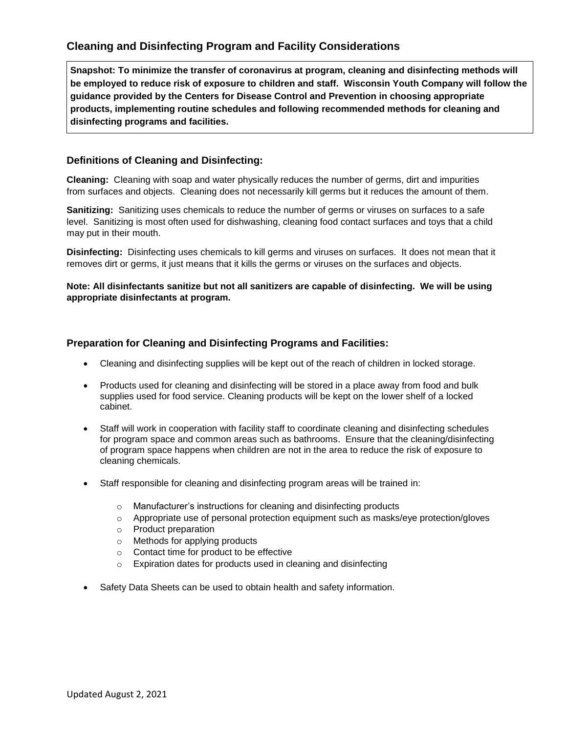## Cleaning and Disinfecting Program and Facility Considerations

> **Snapshot: To minimize the transfer of coronavirus at program, cleaning and disinfecting methods will be employed to reduce risk of exposure to children and staff. Wisconsin Youth Company will follow the guidance provided by the Centers for Disease Control and Prevention in choosing appropriate products, implementing routine schedules and following recommended methods for cleaning and disinfecting programs and facilities.**

### Definitions of Cleaning and Disinfecting:

**Cleaning:** Cleaning with soap and water physically reduces the number of germs, dirt and impurities from surfaces and objects. Cleaning does not necessarily kill germs but it reduces the amount of them.

**Sanitizing:** Sanitizing uses chemicals to reduce the number of germs or viruses on surfaces to a safe level. Sanitizing is most often used for dishwashing, cleaning food contact surfaces and toys that a child may put in their mouth.

**Disinfecting:** Disinfecting uses chemicals to kill germs and viruses on surfaces. It does not mean that it removes dirt or germs, it just means that it kills the germs or viruses on the surfaces and objects.

**Note: All disinfectants sanitize but not all sanitizers are capable of disinfecting. We will be using appropriate disinfectants at program.**

### Preparation for Cleaning and Disinfecting Programs and Facilities:

- Cleaning and disinfecting supplies will be kept out of the reach of children in locked storage.
- Products used for cleaning and disinfecting will be stored in a place away from food and bulk supplies used for food service. Cleaning products will be kept on the lower shelf of a locked cabinet.
- Staff will work in cooperation with facility staff to coordinate cleaning and disinfecting schedules for program space and common areas such as bathrooms. Ensure that the cleaning/disinfecting of program space happens when children are not in the area to reduce the risk of exposure to cleaning chemicals.
- Staff responsible for cleaning and disinfecting program areas will be trained in:
  - Manufacturer's instructions for cleaning and disinfecting products
  - Appropriate use of personal protection equipment such as masks/eye protection/gloves
  - Product preparation
  - Methods for applying products
  - Contact time for product to be effective
  - Expiration dates for products used in cleaning and disinfecting
- Safety Data Sheets can be used to obtain health and safety information.

Updated August 2, 2021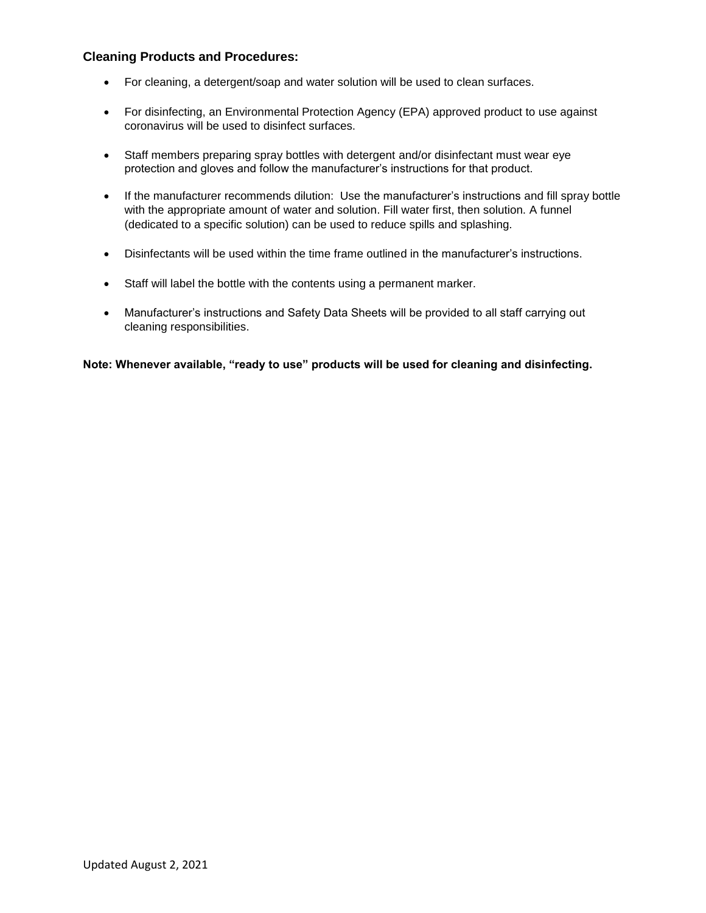### Cleaning Products and Procedures:

- For cleaning, a detergent/soap and water solution will be used to clean surfaces.
- For disinfecting, an Environmental Protection Agency (EPA) approved product to use against coronavirus will be used to disinfect surfaces.
- Staff members preparing spray bottles with detergent and/or disinfectant must wear eye protection and gloves and follow the manufacturer's instructions for that product.
- If the manufacturer recommends dilution: Use the manufacturer's instructions and fill spray bottle with the appropriate amount of water and solution. Fill water first, then solution. A funnel (dedicated to a specific solution) can be used to reduce spills and splashing.
- Disinfectants will be used within the time frame outlined in the manufacturer's instructions.
- Staff will label the bottle with the contents using a permanent marker.
- Manufacturer's instructions and Safety Data Sheets will be provided to all staff carrying out cleaning responsibilities.

**Note: Whenever available, "ready to use" products will be used for cleaning and disinfecting.**

Updated August 2, 2021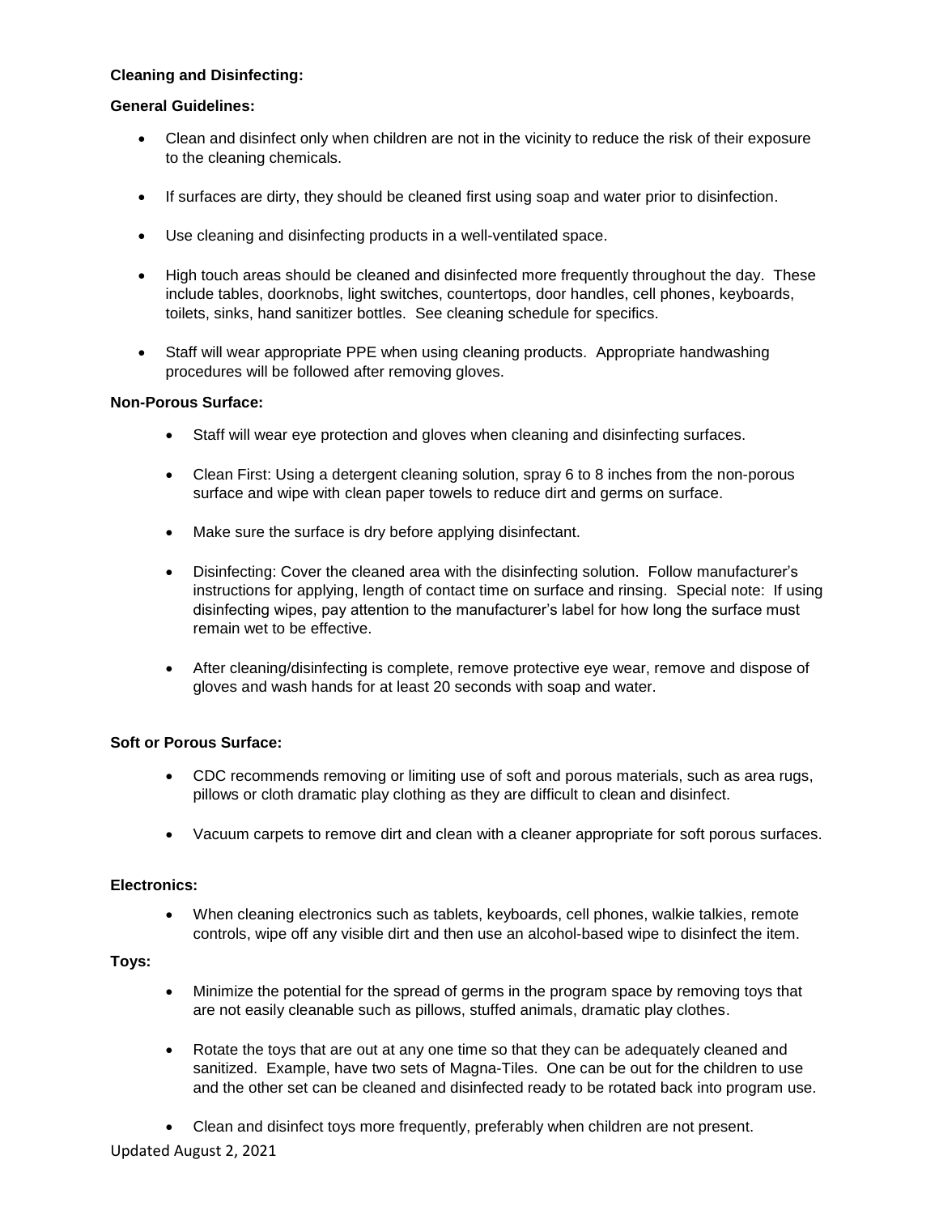**Cleaning and Disinfecting:**

**General Guidelines:**

- Clean and disinfect only when children are not in the vicinity to reduce the risk of their exposure to the cleaning chemicals.
- If surfaces are dirty, they should be cleaned first using soap and water prior to disinfection.
- Use cleaning and disinfecting products in a well-ventilated space.
- High touch areas should be cleaned and disinfected more frequently throughout the day. These include tables, doorknobs, light switches, countertops, door handles, cell phones, keyboards, toilets, sinks, hand sanitizer bottles. See cleaning schedule for specifics.
- Staff will wear appropriate PPE when using cleaning products. Appropriate handwashing procedures will be followed after removing gloves.

**Non-Porous Surface:**

- Staff will wear eye protection and gloves when cleaning and disinfecting surfaces.
- Clean First: Using a detergent cleaning solution, spray 6 to 8 inches from the non-porous surface and wipe with clean paper towels to reduce dirt and germs on surface.
- Make sure the surface is dry before applying disinfectant.
- Disinfecting: Cover the cleaned area with the disinfecting solution. Follow manufacturer's instructions for applying, length of contact time on surface and rinsing. Special note: If using disinfecting wipes, pay attention to the manufacturer's label for how long the surface must remain wet to be effective.
- After cleaning/disinfecting is complete, remove protective eye wear, remove and dispose of gloves and wash hands for at least 20 seconds with soap and water.

**Soft or Porous Surface:**

- CDC recommends removing or limiting use of soft and porous materials, such as area rugs, pillows or cloth dramatic play clothing as they are difficult to clean and disinfect.
- Vacuum carpets to remove dirt and clean with a cleaner appropriate for soft porous surfaces.

**Electronics:**

- When cleaning electronics such as tablets, keyboards, cell phones, walkie talkies, remote controls, wipe off any visible dirt and then use an alcohol-based wipe to disinfect the item.

**Toys:**

- Minimize the potential for the spread of germs in the program space by removing toys that are not easily cleanable such as pillows, stuffed animals, dramatic play clothes.
- Rotate the toys that are out at any one time so that they can be adequately cleaned and sanitized. Example, have two sets of Magna-Tiles. One can be out for the children to use and the other set can be cleaned and disinfected ready to be rotated back into program use.
- Clean and disinfect toys more frequently, preferably when children are not present.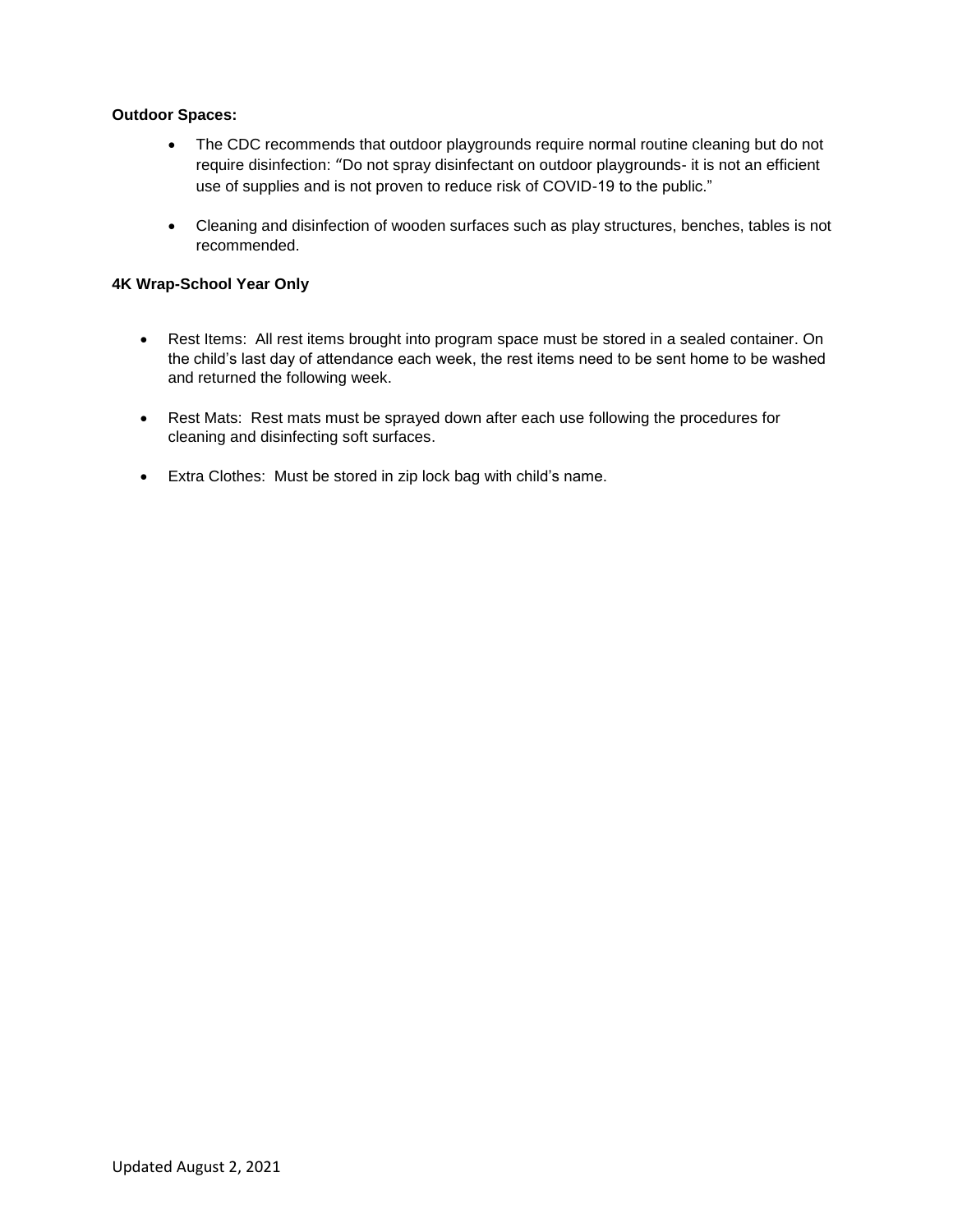**Outdoor Spaces:**

- The CDC recommends that outdoor playgrounds require normal routine cleaning but do not require disinfection: "Do not spray disinfectant on outdoor playgrounds- it is not an efficient use of supplies and is not proven to reduce risk of COVID-19 to the public."
- Cleaning and disinfection of wooden surfaces such as play structures, benches, tables is not recommended.

**4K Wrap-School Year Only**

- Rest Items: All rest items brought into program space must be stored in a sealed container. On the child's last day of attendance each week, the rest items need to be sent home to be washed and returned the following week.
- Rest Mats: Rest mats must be sprayed down after each use following the procedures for cleaning and disinfecting soft surfaces.
- Extra Clothes: Must be stored in zip lock bag with child's name.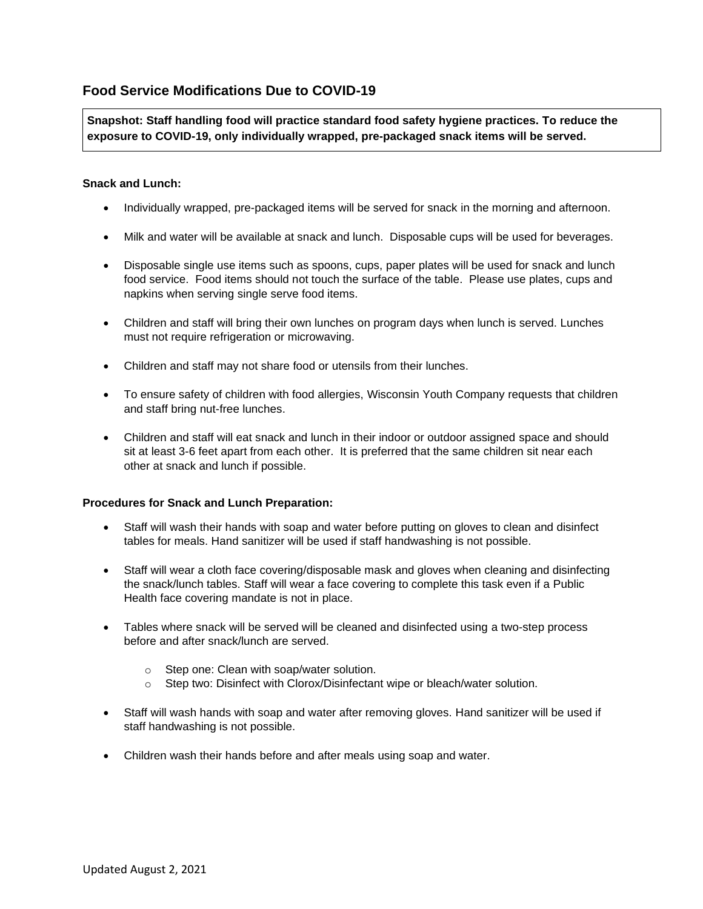## Food Service Modifications Due to COVID-19

**Snapshot: Staff handling food will practice standard food safety hygiene practices. To reduce the exposure to COVID-19, only individually wrapped, pre-packaged snack items will be served.**

**Snack and Lunch:**

- Individually wrapped, pre-packaged items will be served for snack in the morning and afternoon.
- Milk and water will be available at snack and lunch. Disposable cups will be used for beverages.
- Disposable single use items such as spoons, cups, paper plates will be used for snack and lunch food service. Food items should not touch the surface of the table. Please use plates, cups and napkins when serving single serve food items.
- Children and staff will bring their own lunches on program days when lunch is served. Lunches must not require refrigeration or microwaving.
- Children and staff may not share food or utensils from their lunches.
- To ensure safety of children with food allergies, Wisconsin Youth Company requests that children and staff bring nut-free lunches.
- Children and staff will eat snack and lunch in their indoor or outdoor assigned space and should sit at least 3-6 feet apart from each other. It is preferred that the same children sit near each other at snack and lunch if possible.

**Procedures for Snack and Lunch Preparation:**

- Staff will wash their hands with soap and water before putting on gloves to clean and disinfect tables for meals. Hand sanitizer will be used if staff handwashing is not possible.
- Staff will wear a cloth face covering/disposable mask and gloves when cleaning and disinfecting the snack/lunch tables. Staff will wear a face covering to complete this task even if a Public Health face covering mandate is not in place.
- Tables where snack will be served will be cleaned and disinfected using a two-step process before and after snack/lunch are served.
  - Step one: Clean with soap/water solution.
  - Step two: Disinfect with Clorox/Disinfectant wipe or bleach/water solution.
- Staff will wash hands with soap and water after removing gloves. Hand sanitizer will be used if staff handwashing is not possible.
- Children wash their hands before and after meals using soap and water.

Updated August 2, 2021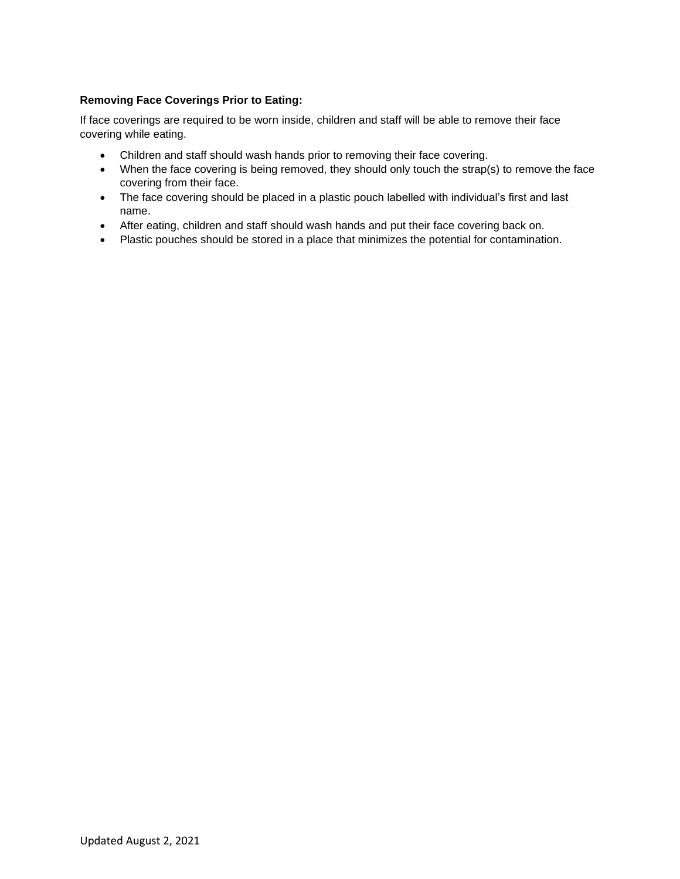**Removing Face Coverings Prior to Eating:**

If face coverings are required to be worn inside, children and staff will be able to remove their face covering while eating.

- Children and staff should wash hands prior to removing their face covering.
- When the face covering is being removed, they should only touch the strap(s) to remove the face covering from their face.
- The face covering should be placed in a plastic pouch labelled with individual's first and last name.
- After eating, children and staff should wash hands and put their face covering back on.
- Plastic pouches should be stored in a place that minimizes the potential for contamination.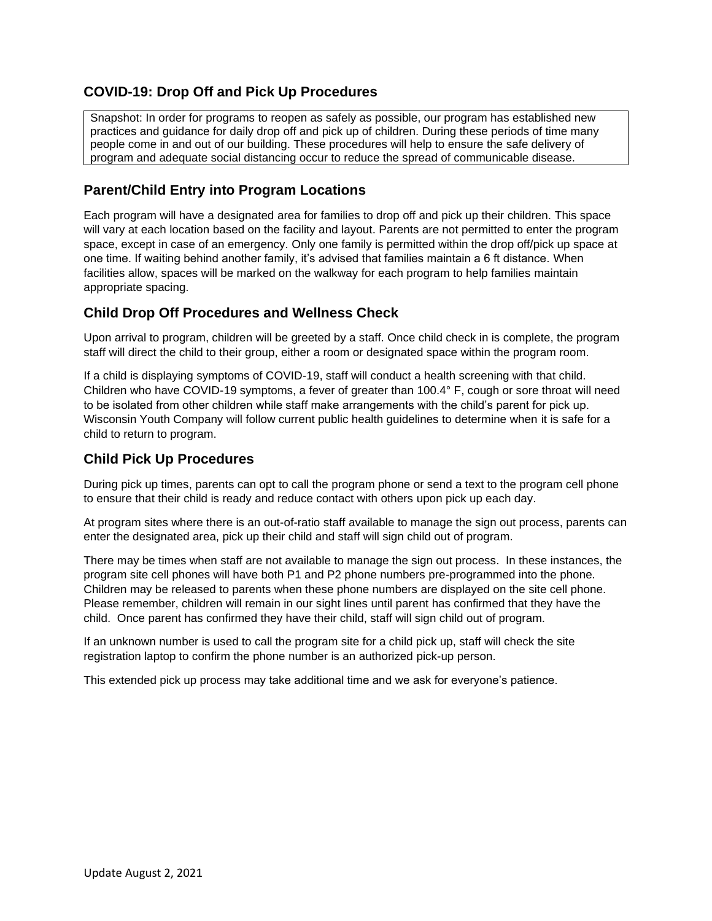## COVID-19: Drop Off and Pick Up Procedures

Snapshot: In order for programs to reopen as safely as possible, our program has established new practices and guidance for daily drop off and pick up of children. During these periods of time many people come in and out of our building. These procedures will help to ensure the safe delivery of program and adequate social distancing occur to reduce the spread of communicable disease.

### Parent/Child Entry into Program Locations

Each program will have a designated area for families to drop off and pick up their children. This space will vary at each location based on the facility and layout. Parents are not permitted to enter the program space, except in case of an emergency. Only one family is permitted within the drop off/pick up space at one time. If waiting behind another family, it's advised that families maintain a 6 ft distance. When facilities allow, spaces will be marked on the walkway for each program to help families maintain appropriate spacing.

### Child Drop Off Procedures and Wellness Check

Upon arrival to program, children will be greeted by a staff. Once child check in is complete, the program staff will direct the child to their group, either a room or designated space within the program room.

If a child is displaying symptoms of COVID-19, staff will conduct a health screening with that child. Children who have COVID-19 symptoms, a fever of greater than 100.4° F, cough or sore throat will need to be isolated from other children while staff make arrangements with the child's parent for pick up. Wisconsin Youth Company will follow current public health guidelines to determine when it is safe for a child to return to program.

### Child Pick Up Procedures

During pick up times, parents can opt to call the program phone or send a text to the program cell phone to ensure that their child is ready and reduce contact with others upon pick up each day.

At program sites where there is an out-of-ratio staff available to manage the sign out process, parents can enter the designated area, pick up their child and staff will sign child out of program.

There may be times when staff are not available to manage the sign out process. In these instances, the program site cell phones will have both P1 and P2 phone numbers pre-programmed into the phone. Children may be released to parents when these phone numbers are displayed on the site cell phone. Please remember, children will remain in our sight lines until parent has confirmed that they have the child. Once parent has confirmed they have their child, staff will sign child out of program.

If an unknown number is used to call the program site for a child pick up, staff will check the site registration laptop to confirm the phone number is an authorized pick-up person.

This extended pick up process may take additional time and we ask for everyone's patience.

Update August 2, 2021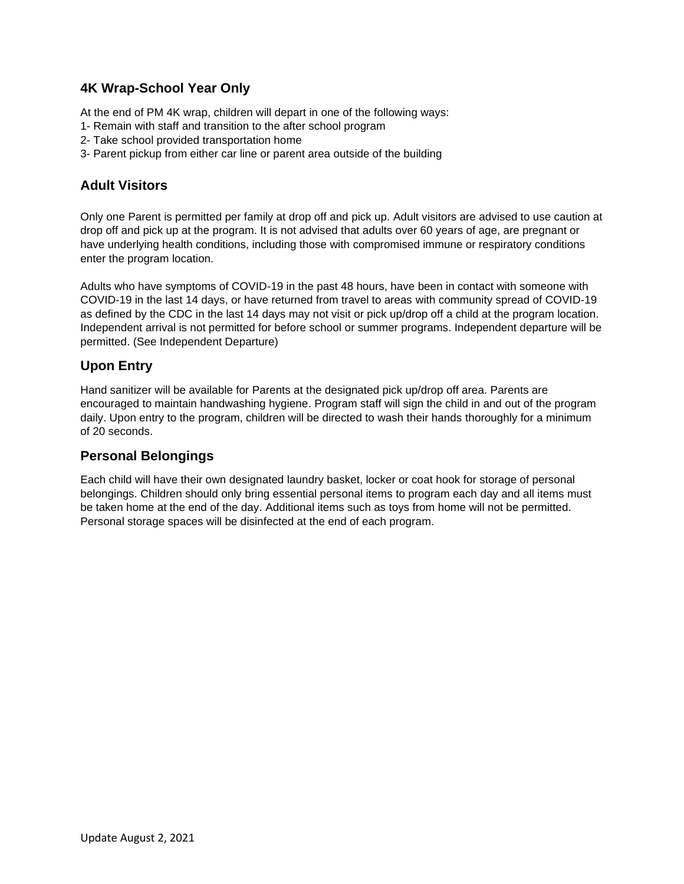## 4K Wrap-School Year Only

At the end of PM 4K wrap, children will depart in one of the following ways:
1- Remain with staff and transition to the after school program
2- Take school provided transportation home
3- Parent pickup from either car line or parent area outside of the building

## Adult Visitors

Only one Parent is permitted per family at drop off and pick up. Adult visitors are advised to use caution at drop off and pick up at the program. It is not advised that adults over 60 years of age, are pregnant or have underlying health conditions, including those with compromised immune or respiratory conditions enter the program location.

Adults who have symptoms of COVID-19 in the past 48 hours, have been in contact with someone with COVID-19 in the last 14 days, or have returned from travel to areas with community spread of COVID-19 as defined by the CDC in the last 14 days may not visit or pick up/drop off a child at the program location. Independent arrival is not permitted for before school or summer programs. Independent departure will be permitted. (See Independent Departure)

## Upon Entry

Hand sanitizer will be available for Parents at the designated pick up/drop off area. Parents are encouraged to maintain handwashing hygiene. Program staff will sign the child in and out of the program daily. Upon entry to the program, children will be directed to wash their hands thoroughly for a minimum of 20 seconds.

## Personal Belongings

Each child will have their own designated laundry basket, locker or coat hook for storage of personal belongings. Children should only bring essential personal items to program each day and all items must be taken home at the end of the day. Additional items such as toys from home will not be permitted. Personal storage spaces will be disinfected at the end of each program.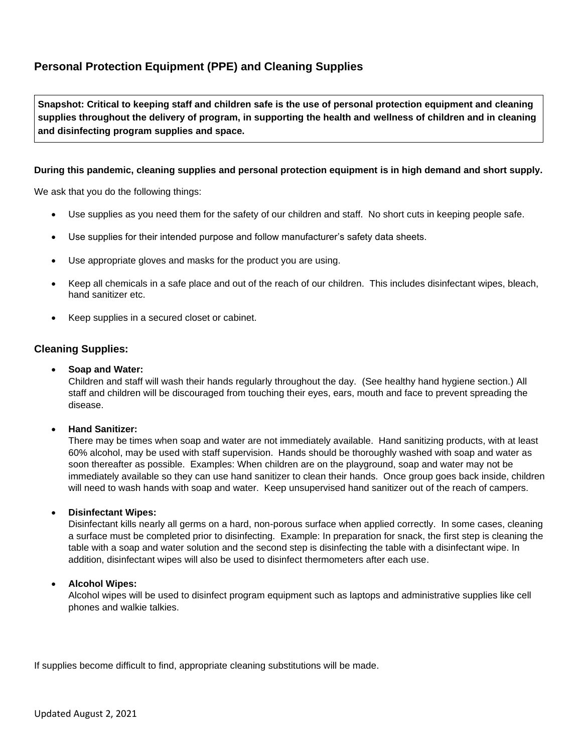## Personal Protection Equipment (PPE) and Cleaning Supplies

**Snapshot: Critical to keeping staff and children safe is the use of personal protection equipment and cleaning supplies throughout the delivery of program, in supporting the health and wellness of children and in cleaning and disinfecting program supplies and space.**

**During this pandemic, cleaning supplies and personal protection equipment is in high demand and short supply.**

We ask that you do the following things:

- Use supplies as you need them for the safety of our children and staff. No short cuts in keeping people safe.
- Use supplies for their intended purpose and follow manufacturer's safety data sheets.
- Use appropriate gloves and masks for the product you are using.
- Keep all chemicals in a safe place and out of the reach of our children. This includes disinfectant wipes, bleach, hand sanitizer etc.
- Keep supplies in a secured closet or cabinet.

### Cleaning Supplies:

- **Soap and Water:**
  Children and staff will wash their hands regularly throughout the day. (See healthy hand hygiene section.) All staff and children will be discouraged from touching their eyes, ears, mouth and face to prevent spreading the disease.
- **Hand Sanitizer:**
  There may be times when soap and water are not immediately available. Hand sanitizing products, with at least 60% alcohol, may be used with staff supervision. Hands should be thoroughly washed with soap and water as soon thereafter as possible. Examples: When children are on the playground, soap and water may not be immediately available so they can use hand sanitizer to clean their hands. Once group goes back inside, children will need to wash hands with soap and water. Keep unsupervised hand sanitizer out of the reach of campers.
- **Disinfectant Wipes:**
  Disinfectant kills nearly all germs on a hard, non-porous surface when applied correctly. In some cases, cleaning a surface must be completed prior to disinfecting. Example: In preparation for snack, the first step is cleaning the table with a soap and water solution and the second step is disinfecting the table with a disinfectant wipe. In addition, disinfectant wipes will also be used to disinfect thermometers after each use.
- **Alcohol Wipes:**
  Alcohol wipes will be used to disinfect program equipment such as laptops and administrative supplies like cell phones and walkie talkies.

If supplies become difficult to find, appropriate cleaning substitutions will be made.

Updated August 2, 2021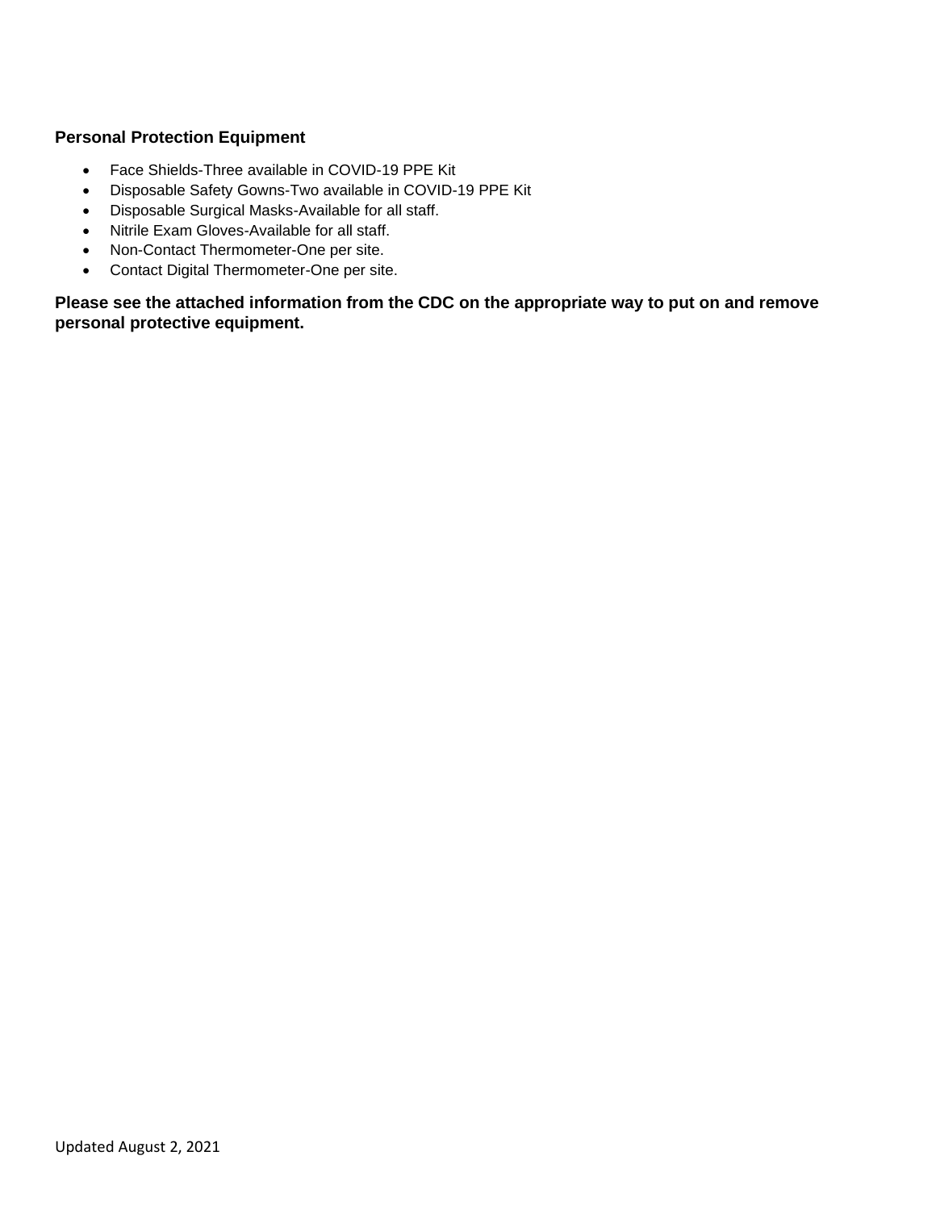## Personal Protection Equipment

- Face Shields-Three available in COVID-19 PPE Kit
- Disposable Safety Gowns-Two available in COVID-19 PPE Kit
- Disposable Surgical Masks-Available for all staff.
- Nitrile Exam Gloves-Available for all staff.
- Non-Contact Thermometer-One per site.
- Contact Digital Thermometer-One per site.

**Please see the attached information from the CDC on the appropriate way to put on and remove personal protective equipment.**

Updated August 2, 2021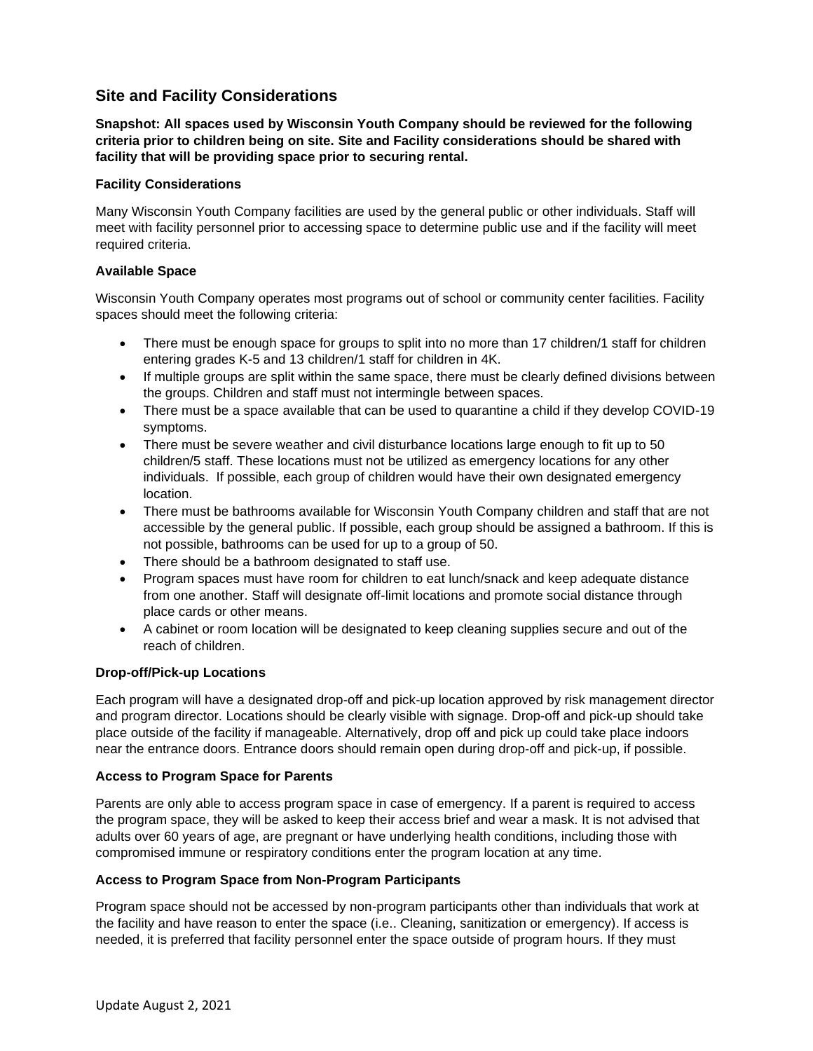## Site and Facility Considerations

**Snapshot: All spaces used by Wisconsin Youth Company should be reviewed for the following criteria prior to children being on site. Site and Facility considerations should be shared with facility that will be providing space prior to securing rental.**

### Facility Considerations

Many Wisconsin Youth Company facilities are used by the general public or other individuals. Staff will meet with facility personnel prior to accessing space to determine public use and if the facility will meet required criteria.

### Available Space

Wisconsin Youth Company operates most programs out of school or community center facilities. Facility spaces should meet the following criteria:

- There must be enough space for groups to split into no more than 17 children/1 staff for children entering grades K-5 and 13 children/1 staff for children in 4K.
- If multiple groups are split within the same space, there must be clearly defined divisions between the groups. Children and staff must not intermingle between spaces.
- There must be a space available that can be used to quarantine a child if they develop COVID-19 symptoms.
- There must be severe weather and civil disturbance locations large enough to fit up to 50 children/5 staff. These locations must not be utilized as emergency locations for any other individuals. If possible, each group of children would have their own designated emergency location.
- There must be bathrooms available for Wisconsin Youth Company children and staff that are not accessible by the general public. If possible, each group should be assigned a bathroom. If this is not possible, bathrooms can be used for up to a group of 50.
- There should be a bathroom designated to staff use.
- Program spaces must have room for children to eat lunch/snack and keep adequate distance from one another. Staff will designate off-limit locations and promote social distance through place cards or other means.
- A cabinet or room location will be designated to keep cleaning supplies secure and out of the reach of children.

### Drop-off/Pick-up Locations

Each program will have a designated drop-off and pick-up location approved by risk management director and program director. Locations should be clearly visible with signage. Drop-off and pick-up should take place outside of the facility if manageable. Alternatively, drop off and pick up could take place indoors near the entrance doors. Entrance doors should remain open during drop-off and pick-up, if possible.

### Access to Program Space for Parents

Parents are only able to access program space in case of emergency. If a parent is required to access the program space, they will be asked to keep their access brief and wear a mask. It is not advised that adults over 60 years of age, are pregnant or have underlying health conditions, including those with compromised immune or respiratory conditions enter the program location at any time.

### Access to Program Space from Non-Program Participants

Program space should not be accessed by non-program participants other than individuals that work at the facility and have reason to enter the space (i.e.. Cleaning, sanitization or emergency). If access is needed, it is preferred that facility personnel enter the space outside of program hours. If they must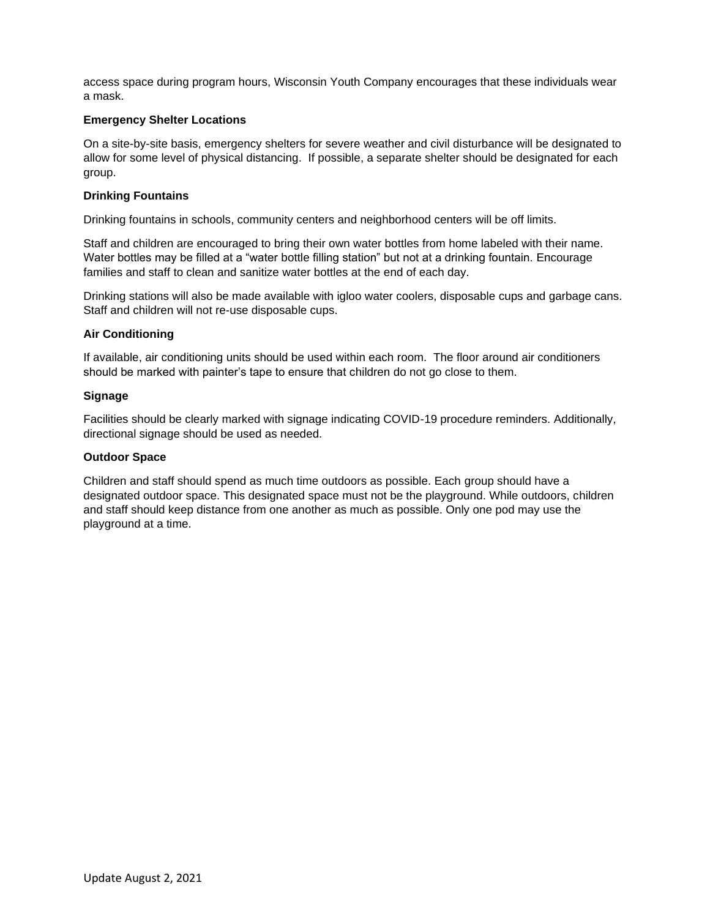access space during program hours, Wisconsin Youth Company encourages that these individuals wear a mask.

**Emergency Shelter Locations**

On a site-by-site basis, emergency shelters for severe weather and civil disturbance will be designated to allow for some level of physical distancing. If possible, a separate shelter should be designated for each group.

**Drinking Fountains**

Drinking fountains in schools, community centers and neighborhood centers will be off limits.

Staff and children are encouraged to bring their own water bottles from home labeled with their name. Water bottles may be filled at a "water bottle filling station" but not at a drinking fountain. Encourage families and staff to clean and sanitize water bottles at the end of each day.

Drinking stations will also be made available with igloo water coolers, disposable cups and garbage cans. Staff and children will not re-use disposable cups.

**Air Conditioning**

If available, air conditioning units should be used within each room. The floor around air conditioners should be marked with painter's tape to ensure that children do not go close to them.

**Signage**

Facilities should be clearly marked with signage indicating COVID-19 procedure reminders. Additionally, directional signage should be used as needed.

**Outdoor Space**

Children and staff should spend as much time outdoors as possible. Each group should have a designated outdoor space. This designated space must not be the playground. While outdoors, children and staff should keep distance from one another as much as possible. Only one pod may use the playground at a time.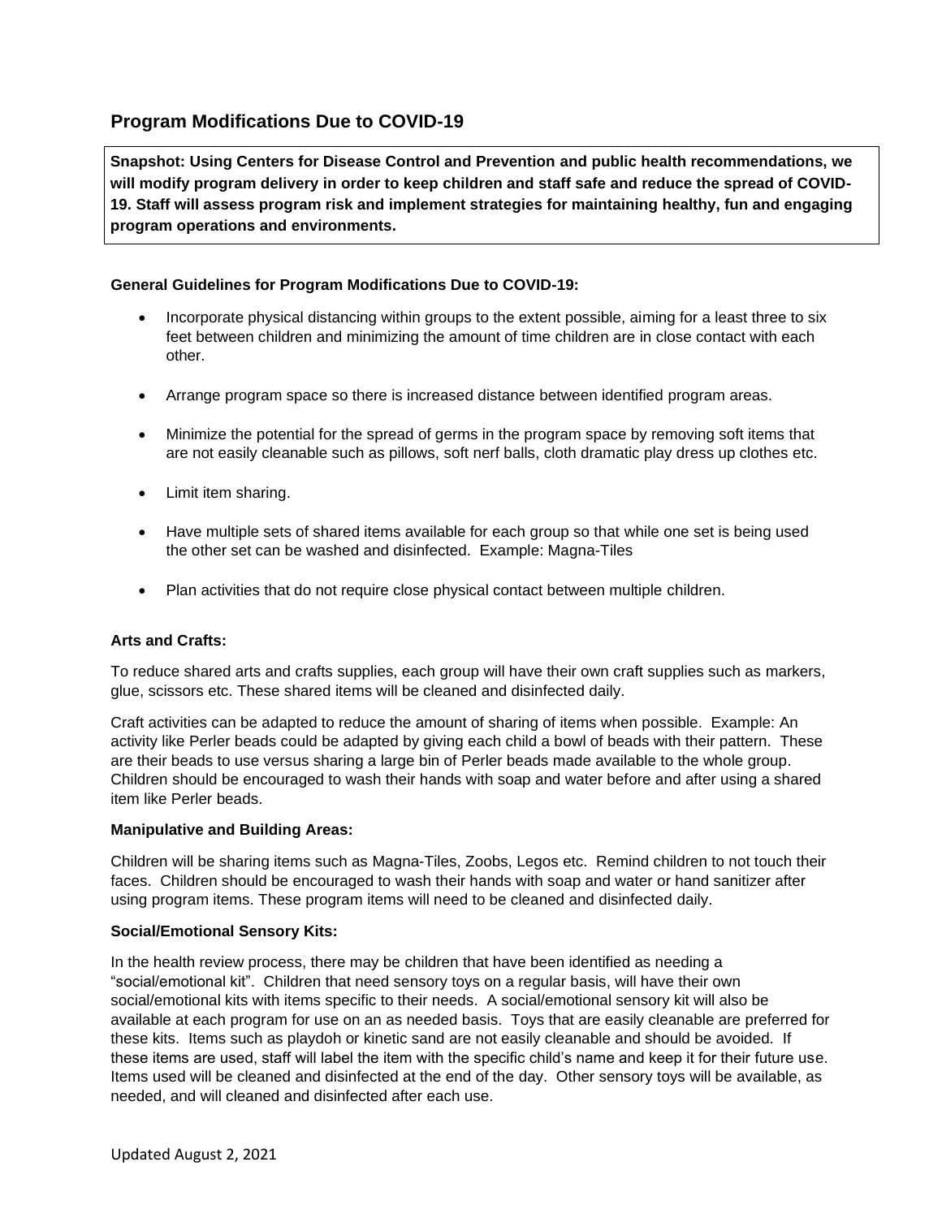## Program Modifications Due to COVID-19

**Snapshot: Using Centers for Disease Control and Prevention and public health recommendations, we will modify program delivery in order to keep children and staff safe and reduce the spread of COVID-19. Staff will assess program risk and implement strategies for maintaining healthy, fun and engaging program operations and environments.**

**General Guidelines for Program Modifications Due to COVID-19:**

- Incorporate physical distancing within groups to the extent possible, aiming for a least three to six feet between children and minimizing the amount of time children are in close contact with each other.
- Arrange program space so there is increased distance between identified program areas.
- Minimize the potential for the spread of germs in the program space by removing soft items that are not easily cleanable such as pillows, soft nerf balls, cloth dramatic play dress up clothes etc.
- Limit item sharing.
- Have multiple sets of shared items available for each group so that while one set is being used the other set can be washed and disinfected. Example: Magna-Tiles
- Plan activities that do not require close physical contact between multiple children.

**Arts and Crafts:**

To reduce shared arts and crafts supplies, each group will have their own craft supplies such as markers, glue, scissors etc. These shared items will be cleaned and disinfected daily.

Craft activities can be adapted to reduce the amount of sharing of items when possible. Example: An activity like Perler beads could be adapted by giving each child a bowl of beads with their pattern. These are their beads to use versus sharing a large bin of Perler beads made available to the whole group. Children should be encouraged to wash their hands with soap and water before and after using a shared item like Perler beads.

**Manipulative and Building Areas:**

Children will be sharing items such as Magna-Tiles, Zoobs, Legos etc. Remind children to not touch their faces. Children should be encouraged to wash their hands with soap and water or hand sanitizer after using program items. These program items will need to be cleaned and disinfected daily.

**Social/Emotional Sensory Kits:**

In the health review process, there may be children that have been identified as needing a "social/emotional kit". Children that need sensory toys on a regular basis, will have their own social/emotional kits with items specific to their needs. A social/emotional sensory kit will also be available at each program for use on an as needed basis. Toys that are easily cleanable are preferred for these kits. Items such as playdoh or kinetic sand are not easily cleanable and should be avoided. If these items are used, staff will label the item with the specific child's name and keep it for their future use. Items used will be cleaned and disinfected at the end of the day. Other sensory toys will be available, as needed, and will cleaned and disinfected after each use.

Updated August 2, 2021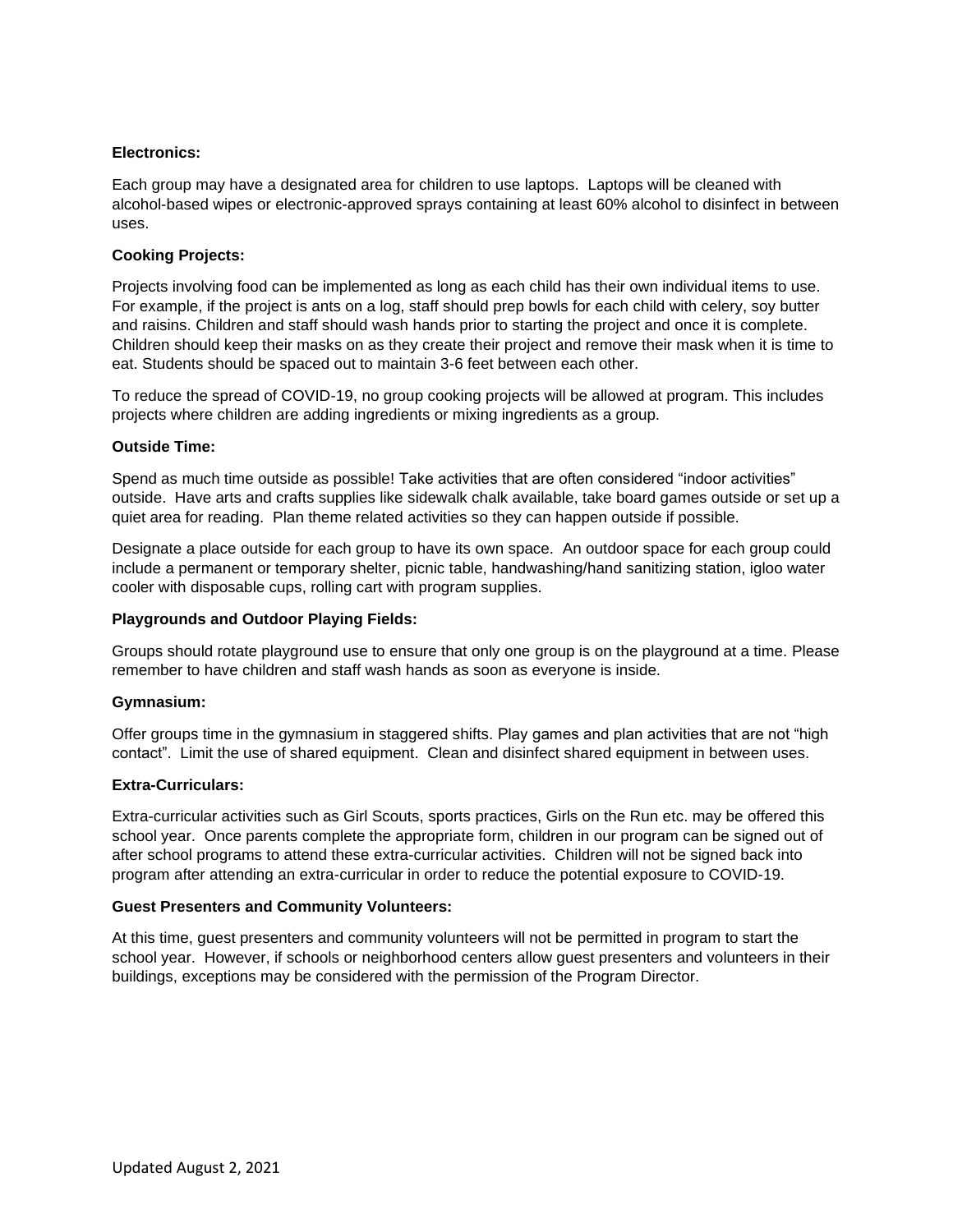**Electronics:**

Each group may have a designated area for children to use laptops. Laptops will be cleaned with alcohol-based wipes or electronic-approved sprays containing at least 60% alcohol to disinfect in between uses.

**Cooking Projects:**

Projects involving food can be implemented as long as each child has their own individual items to use. For example, if the project is ants on a log, staff should prep bowls for each child with celery, soy butter and raisins. Children and staff should wash hands prior to starting the project and once it is complete. Children should keep their masks on as they create their project and remove their mask when it is time to eat. Students should be spaced out to maintain 3-6 feet between each other.

To reduce the spread of COVID-19, no group cooking projects will be allowed at program. This includes projects where children are adding ingredients or mixing ingredients as a group.

**Outside Time:**

Spend as much time outside as possible! Take activities that are often considered "indoor activities" outside. Have arts and crafts supplies like sidewalk chalk available, take board games outside or set up a quiet area for reading. Plan theme related activities so they can happen outside if possible.

Designate a place outside for each group to have its own space. An outdoor space for each group could include a permanent or temporary shelter, picnic table, handwashing/hand sanitizing station, igloo water cooler with disposable cups, rolling cart with program supplies.

**Playgrounds and Outdoor Playing Fields:**

Groups should rotate playground use to ensure that only one group is on the playground at a time. Please remember to have children and staff wash hands as soon as everyone is inside.

**Gymnasium:**

Offer groups time in the gymnasium in staggered shifts. Play games and plan activities that are not "high contact". Limit the use of shared equipment. Clean and disinfect shared equipment in between uses.

**Extra-Curriculars:**

Extra-curricular activities such as Girl Scouts, sports practices, Girls on the Run etc. may be offered this school year. Once parents complete the appropriate form, children in our program can be signed out of after school programs to attend these extra-curricular activities. Children will not be signed back into program after attending an extra-curricular in order to reduce the potential exposure to COVID-19.

**Guest Presenters and Community Volunteers:**

At this time, guest presenters and community volunteers will not be permitted in program to start the school year. However, if schools or neighborhood centers allow guest presenters and volunteers in their buildings, exceptions may be considered with the permission of the Program Director.

Updated August 2, 2021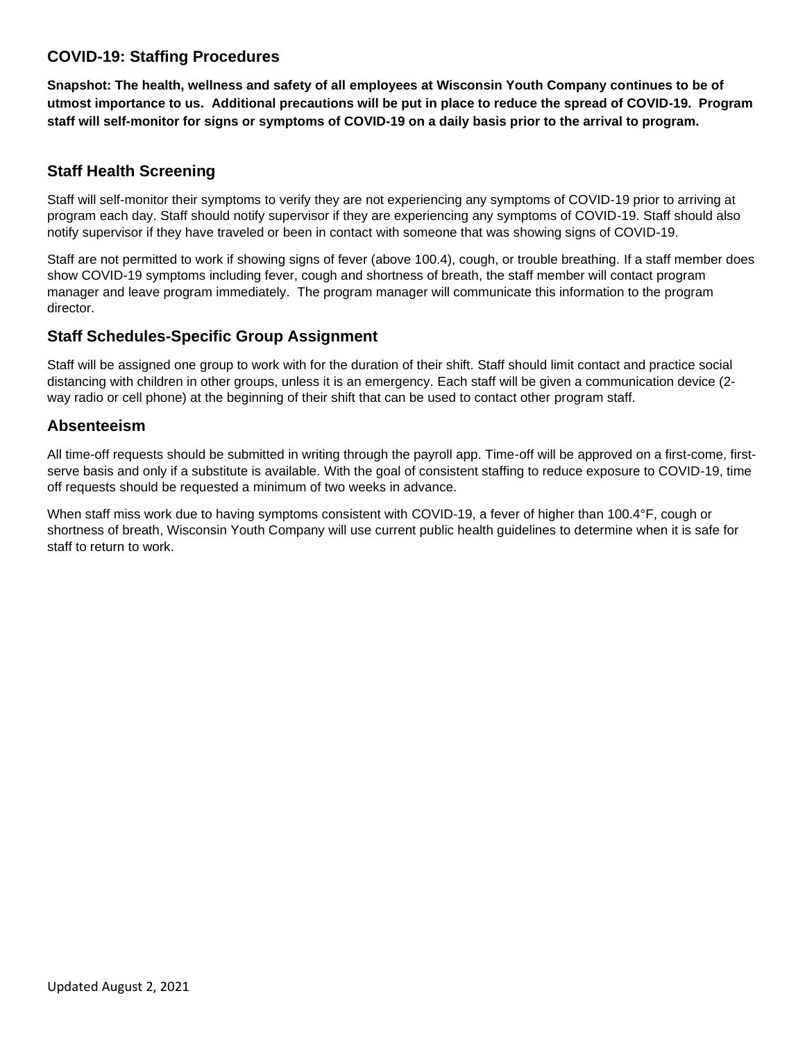## COVID-19: Staffing Procedures

**Snapshot: The health, wellness and safety of all employees at Wisconsin Youth Company continues to be of utmost importance to us. Additional precautions will be put in place to reduce the spread of COVID-19. Program staff will self-monitor for signs or symptoms of COVID-19 on a daily basis prior to the arrival to program.**

### Staff Health Screening

Staff will self-monitor their symptoms to verify they are not experiencing any symptoms of COVID-19 prior to arriving at program each day. Staff should notify supervisor if they are experiencing any symptoms of COVID-19. Staff should also notify supervisor if they have traveled or been in contact with someone that was showing signs of COVID-19.

Staff are not permitted to work if showing signs of fever (above 100.4), cough, or trouble breathing. If a staff member does show COVID-19 symptoms including fever, cough and shortness of breath, the staff member will contact program manager and leave program immediately. The program manager will communicate this information to the program director.

### Staff Schedules-Specific Group Assignment

Staff will be assigned one group to work with for the duration of their shift. Staff should limit contact and practice social distancing with children in other groups, unless it is an emergency. Each staff will be given a communication device (2-way radio or cell phone) at the beginning of their shift that can be used to contact other program staff.

### Absenteeism

All time-off requests should be submitted in writing through the payroll app. Time-off will be approved on a first-come, first-serve basis and only if a substitute is available. With the goal of consistent staffing to reduce exposure to COVID-19, time off requests should be requested a minimum of two weeks in advance.

When staff miss work due to having symptoms consistent with COVID-19, a fever of higher than 100.4°F, cough or shortness of breath, Wisconsin Youth Company will use current public health guidelines to determine when it is safe for staff to return to work.

Updated August 2, 2021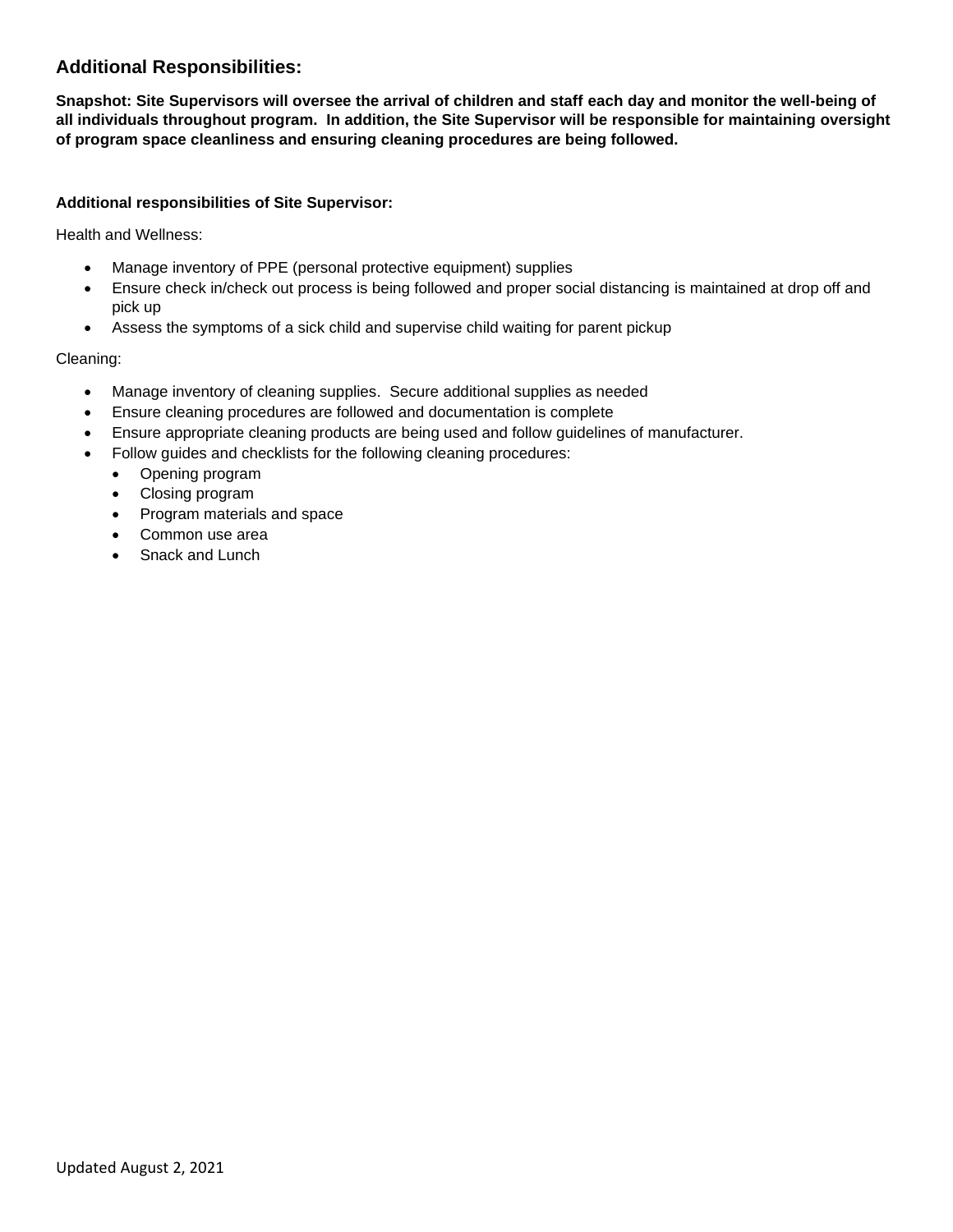## Additional Responsibilities:

**Snapshot: Site Supervisors will oversee the arrival of children and staff each day and monitor the well-being of all individuals throughout program. In addition, the Site Supervisor will be responsible for maintaining oversight of program space cleanliness and ensuring cleaning procedures are being followed.**

**Additional responsibilities of Site Supervisor:**

Health and Wellness:

- Manage inventory of PPE (personal protective equipment) supplies
- Ensure check in/check out process is being followed and proper social distancing is maintained at drop off and pick up
- Assess the symptoms of a sick child and supervise child waiting for parent pickup

Cleaning:

- Manage inventory of cleaning supplies. Secure additional supplies as needed
- Ensure cleaning procedures are followed and documentation is complete
- Ensure appropriate cleaning products are being used and follow guidelines of manufacturer.
- Follow guides and checklists for the following cleaning procedures:
  - Opening program
  - Closing program
  - Program materials and space
  - Common use area
  - Snack and Lunch

Updated August 2, 2021